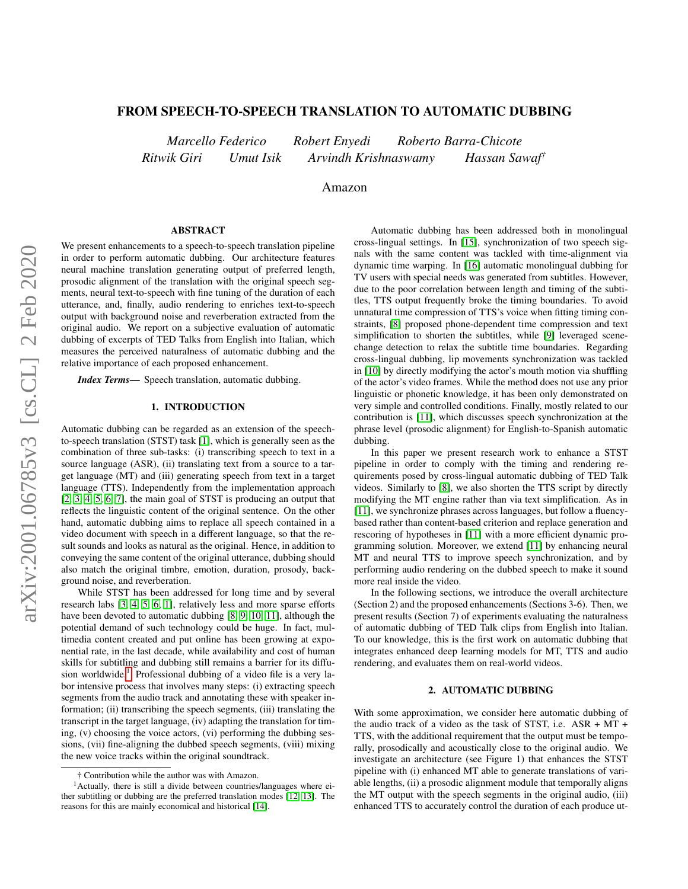# FROM SPEECH-TO-SPEECH TRANSLATION TO AUTOMATIC DUBBING

*Marcello Federico  Robert Enyedi  Roberto Barra-Chicote*
*Ritwik Giri  Umut Isik  Arvindh Krishnaswamy  Hassan Sawaf†*

Amazon

## ABSTRACT

We present enhancements to a speech-to-speech translation pipeline in order to perform automatic dubbing. Our architecture features neural machine translation generating output of preferred length, prosodic alignment of the translation with the original speech segments, neural text-to-speech with fine tuning of the duration of each utterance, and, finally, audio rendering to enriches text-to-speech output with background noise and reverberation extracted from the original audio. We report on a subjective evaluation of automatic dubbing of excerpts of TED Talks from English into Italian, which measures the perceived naturalness of automatic dubbing and the relative importance of each proposed enhancement.

***Index Terms***— Speech translation, automatic dubbing.

## 1. INTRODUCTION

Automatic dubbing can be regarded as an extension of the speech-to-speech translation (STST) task [1], which is generally seen as the combination of three sub-tasks: (i) transcribing speech to text in a source language (ASR), (ii) translating text from a source to a target language (MT) and (iii) generating speech from text in a target language (TTS). Independently from the implementation approach [2, 3, 4, 5, 6, 7], the main goal of STST is producing an output that reflects the linguistic content of the original sentence. On the other hand, automatic dubbing aims to replace all speech contained in a video document with speech in a different language, so that the result sounds and looks as natural as the original. Hence, in addition to conveying the same content of the original utterance, dubbing should also match the original timbre, emotion, duration, prosody, background noise, and reverberation.

While STST has been addressed for long time and by several research labs [3, 4, 5, 6, 1], relatively less and more sparse efforts have been devoted to automatic dubbing [8, 9, 10, 11], although the potential demand of such technology could be huge. In fact, multimedia content created and put online has been growing at exponential rate, in the last decade, while availability and cost of human skills for subtitling and dubbing still remains a barrier for its diffusion worldwide.[1] Professional dubbing of a video file is a very labor intensive process that involves many steps: (i) extracting speech segments from the audio track and annotating these with speaker information; (ii) transcribing the speech segments, (iii) translating the transcript in the target language, (iv) adapting the translation for timing, (v) choosing the voice actors, (vi) performing the dubbing sessions, (vii) fine-aligning the dubbed speech segments, (viii) mixing the new voice tracks within the original soundtrack.

Automatic dubbing has been addressed both in monolingual cross-lingual settings. In [15], synchronization of two speech signals with the same content was tackled with time-alignment via dynamic time warping. In [16] automatic monolingual dubbing for TV users with special needs was generated from subtitles. However, due to the poor correlation between length and timing of the subtitles, TTS output frequently broke the timing boundaries. To avoid unnatural time compression of TTS's voice when fitting timing constraints, [8] proposed phone-dependent time compression and text simplification to shorten the subtitles, while [9] leveraged scene-change detection to relax the subtitle time boundaries. Regarding cross-lingual dubbing, lip movements synchronization was tackled in [10] by directly modifying the actor's mouth motion via shuffling of the actor's video frames. While the method does not use any prior linguistic or phonetic knowledge, it has been only demonstrated on very simple and controlled conditions. Finally, mostly related to our contribution is [11], which discusses speech synchronization at the phrase level (prosodic alignment) for English-to-Spanish automatic dubbing.

In this paper we present research work to enhance a STST pipeline in order to comply with the timing and rendering requirements posed by cross-lingual automatic dubbing of TED Talk videos. Similarly to [8], we also shorten the TTS script by directly modifying the MT engine rather than via text simplification. As in [11], we synchronize phrases across languages, but follow a fluency-based rather than content-based criterion and replace generation and rescoring of hypotheses in [11] with a more efficient dynamic programming solution. Moreover, we extend [11] by enhancing neural MT and neural TTS to improve speech synchronization, and by performing audio rendering on the dubbed speech to make it sound more real inside the video.

In the following sections, we introduce the overall architecture (Section 2) and the proposed enhancements (Sections 3-6). Then, we present results (Section 7) of experiments evaluating the naturalness of automatic dubbing of TED Talk clips from English into Italian. To our knowledge, this is the first work on automatic dubbing that integrates enhanced deep learning models for MT, TTS and audio rendering, and evaluates them on real-world videos.

## 2. AUTOMATIC DUBBING

With some approximation, we consider here automatic dubbing of the audio track of a video as the task of STST, i.e. ASR + MT + TTS, with the additional requirement that the output must be temporally, prosodically and acoustically close to the original audio. We investigate an architecture (see Figure 1) that enhances the STST pipeline with (i) enhanced MT able to generate translations of variable lengths, (ii) a prosodic alignment module that temporally aligns the MT output with the speech segments in the original audio, (iii) enhanced TTS to accurately control the duration of each produce ut-

† Contribution while the author was with Amazon.

[1] Actually, there is still a divide between countries/languages where either subtitling or dubbing are the preferred translation modes [12, 13]. The reasons for this are mainly economical and historical [14].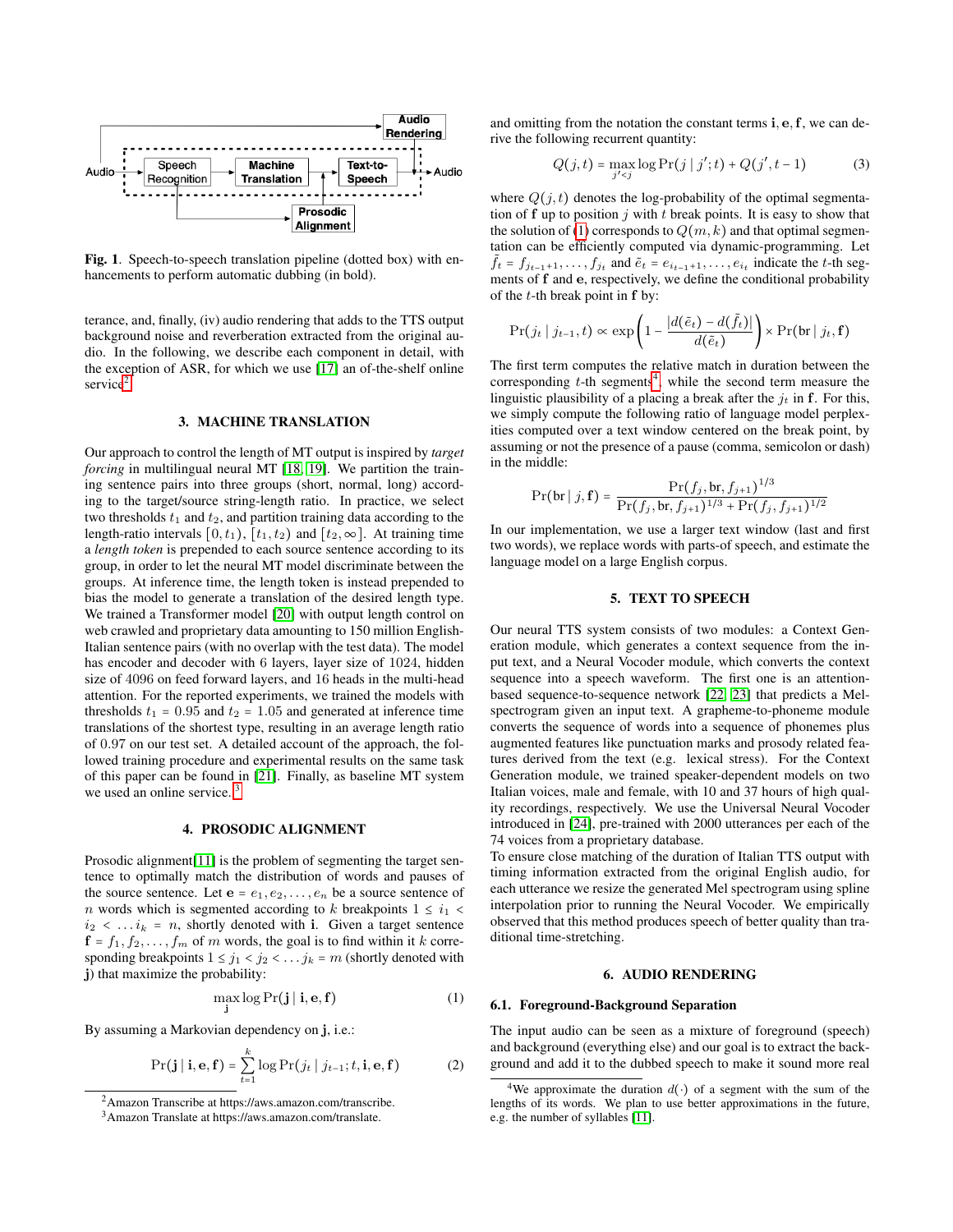Fig. 1. Speech-to-speech translation pipeline (dotted box) with enhancements to perform automatic dubbing (in bold).

terance, and, finally, (iv) audio rendering that adds to the TTS output background noise and reverberation extracted from the original audio. In the following, we describe each component in detail, with the exception of ASR, for which we use [17] an of-the-shelf online service[2].

## 3. MACHINE TRANSLATION

Our approach to control the length of MT output is inspired by *target forcing* in multilingual neural MT [18, 19]. We partition the training sentence pairs into three groups (short, normal, long) according to the target/source string-length ratio. In practice, we select two thresholds $t_1$ and $t_2$, and partition training data according to the length-ratio intervals $[0, t_1)$, $[t_1, t_2)$ and $[t_2, \infty]$. At training time a *length token* is prepended to each source sentence according to its group, in order to let the neural MT model discriminate between the groups. At inference time, the length token is instead prepended to bias the model to generate a translation of the desired length type. We trained a Transformer model [20] with output length control on web crawled and proprietary data amounting to 150 million English-Italian sentence pairs (with no overlap with the test data). The model has encoder and decoder with 6 layers, layer size of 1024, hidden size of 4096 on feed forward layers, and 16 heads in the multi-head attention. For the reported experiments, we trained the models with thresholds $t_1 = 0.95$ and $t_2 = 1.05$ and generated at inference time translations of the shortest type, resulting in an average length ratio of 0.97 on our test set. A detailed account of the approach, the followed training procedure and experimental results on the same task of this paper can be found in [21]. Finally, as baseline MT system we used an online service.[3]

## 4. PROSODIC ALIGNMENT

Prosodic alignment[11] is the problem of segmenting the target sentence to optimally match the distribution of words and pauses of the source sentence. Let $\mathbf{e} = e_1, e_2, \ldots, e_n$ be a source sentence of $n$ words which is segmented according to $k$ breakpoints $1 \leq i_1 < i_2 < \ldots i_k = n$, shortly denoted with $\mathbf{i}$. Given a target sentence $\mathbf{f} = f_1, f_2, \ldots, f_m$ of $m$ words, the goal is to find within it $k$ corresponding breakpoints $1 \leq j_1 < j_2 < \ldots j_k = m$ (shortly denoted with $\mathbf{j}$) that maximize the probability:

$$\max_{\mathbf{j}} \log \Pr(\mathbf{j} \mid \mathbf{i}, \mathbf{e}, \mathbf{f}) \tag{1}$$

By assuming a Markovian dependency on $\mathbf{j}$, i.e.:

$$\Pr(\mathbf{j} \mid \mathbf{i}, \mathbf{e}, \mathbf{f}) = \sum_{t=1}^{k} \log \Pr(j_t \mid j_{t-1}; t, \mathbf{i}, \mathbf{e}, \mathbf{f}) \tag{2}$$

and omitting from the notation the constant terms $\mathbf{i}, \mathbf{e}, \mathbf{f}$, we can derive the following recurrent quantity:

$$Q(j, t) = \max_{j' < j} \log \Pr(j \mid j'; t) + Q(j', t-1) \tag{3}$$

where $Q(j, t)$ denotes the log-probability of the optimal segmentation of $\mathbf{f}$ up to position $j$ with $t$ break points. It is easy to show that the solution of (1) corresponds to $Q(m, k)$ and that optimal segmentation can be efficiently computed via dynamic-programming. Let $\tilde{f}_t = f_{j_{t-1}+1}, \ldots, f_{j_t}$ and $\tilde{e}_t = e_{i_{t-1}+1}, \ldots, e_{i_t}$ indicate the $t$-th segments of $\mathbf{f}$ and $\mathbf{e}$, respectively, we define the conditional probability of the $t$-th break point in $\mathbf{f}$ by:

$$\Pr(j_t \mid j_{t-1}, t) \propto \exp\left(1 - \frac{|d(\tilde{e}_t) - d(\tilde{f}_t)|}{d(\tilde{e}_t)}\right) \times \Pr(\text{br} \mid j_t, \mathbf{f})$$

The first term computes the relative match in duration between the corresponding $t$-th segments[4], while the second term measure the linguistic plausibility of a placing a break after the $j_t$ in $\mathbf{f}$. For this, we simply compute the following ratio of language model perplexities computed over a text window centered on the break point, by assuming or not the presence of a pause (comma, semicolon or dash) in the middle:

$$\Pr(\text{br} \mid j, \mathbf{f}) = \frac{\Pr(f_j, \text{br}, f_{j+1})^{1/3}}{\Pr(f_j, \text{br}, f_{j+1})^{1/3} + \Pr(f_j, f_{j+1})^{1/2}}$$

In our implementation, we use a larger text window (last and first two words), we replace words with parts-of speech, and estimate the language model on a large English corpus.

## 5. TEXT TO SPEECH

Our neural TTS system consists of two modules: a Context Generation module, which generates a context sequence from the input text, and a Neural Vocoder module, which converts the context sequence into a speech waveform. The first one is an attention-based sequence-to-sequence network [22, 23] that predicts a Mel-spectrogram given an input text. A grapheme-to-phoneme module converts the sequence of words into a sequence of phonemes plus augmented features like punctuation marks and prosody related features derived from the text (e.g. lexical stress). For the Context Generation module, we trained speaker-dependent models on two Italian voices, male and female, with 10 and 37 hours of high quality recordings, respectively. We use the Universal Neural Vocoder introduced in [24], pre-trained with 2000 utterances per each of the 74 voices from a proprietary database.

To ensure close matching of the duration of Italian TTS output with timing information extracted from the original English audio, for each utterance we resize the generated Mel spectrogram using spline interpolation prior to running the Neural Vocoder. We empirically observed that this method produces speech of better quality than traditional time-stretching.

## 6. AUDIO RENDERING

### 6.1. Foreground-Background Separation

The input audio can be seen as a mixture of foreground (speech) and background (everything else) and our goal is to extract the background and add it to the dubbed speech to make it sound more real

---

[2] Amazon Transcribe at https://aws.amazon.com/transcribe.

[3] Amazon Translate at https://aws.amazon.com/translate.

[4] We approximate the duration $d(\cdot)$ of a segment with the sum of the lengths of its words. We plan to use better approximations in the future, e.g. the number of syllables [11].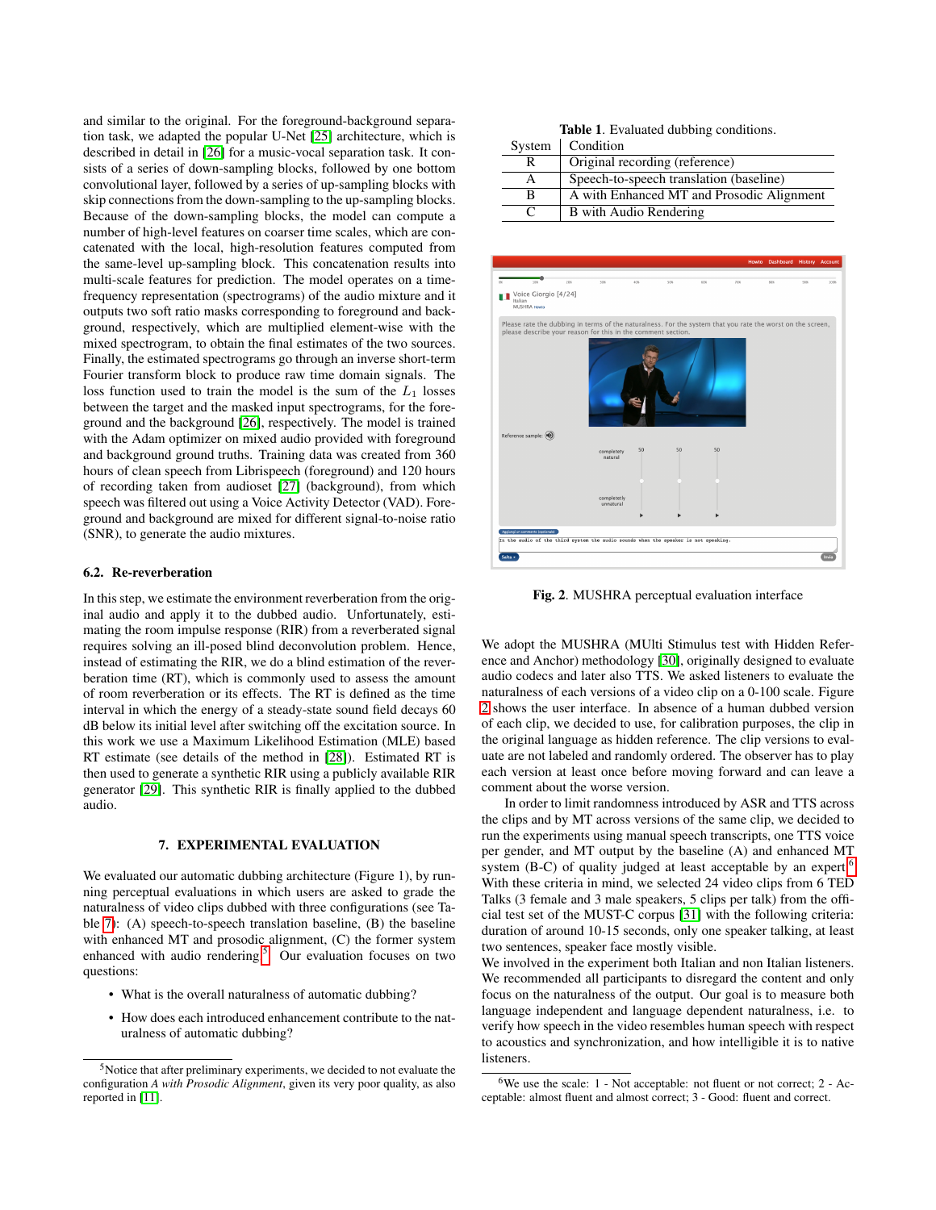and similar to the original. For the foreground-background separation task, we adapted the popular U-Net [25] architecture, which is described in detail in [26] for a music-vocal separation task. It consists of a series of down-sampling blocks, followed by one bottom convolutional layer, followed by a series of up-sampling blocks with skip connections from the down-sampling to the up-sampling blocks. Because of the down-sampling blocks, the model can compute a number of high-level features on coarser time scales, which are concatenated with the local, high-resolution features computed from the same-level up-sampling block. This concatenation results into multi-scale features for prediction. The model operates on a time-frequency representation (spectrograms) of the audio mixture and it outputs two soft ratio masks corresponding to foreground and background, respectively, which are multiplied element-wise with the mixed spectrogram, to obtain the final estimates of the two sources. Finally, the estimated spectrograms go through an inverse short-term Fourier transform block to produce raw time domain signals. The loss function used to train the model is the sum of the $L_1$ losses between the target and the masked input spectrograms, for the foreground and the background [26], respectively. The model is trained with the Adam optimizer on mixed audio provided with foreground and background ground truths. Training data was created from 360 hours of clean speech from Librispeech (foreground) and 120 hours of recording taken from audioset [27] (background), from which speech was filtered out using a Voice Activity Detector (VAD). Foreground and background are mixed for different signal-to-noise ratio (SNR), to generate the audio mixtures.

### 6.2. Re-reverberation

In this step, we estimate the environment reverberation from the original audio and apply it to the dubbed audio. Unfortunately, estimating the room impulse response (RIR) from a reverberated signal requires solving an ill-posed blind deconvolution problem. Hence, instead of estimating the RIR, we do a blind estimation of the reverberation time (RT), which is commonly used to assess the amount of room reverberation or its effects. The RT is defined as the time interval in which the energy of a steady-state sound field decays 60 dB below its initial level after switching off the excitation source. In this work we use a Maximum Likelihood Estimation (MLE) based RT estimate (see details of the method in [28]). Estimated RT is then used to generate a synthetic RIR using a publicly available RIR generator [29]. This synthetic RIR is finally applied to the dubbed audio.

## 7. EXPERIMENTAL EVALUATION

We evaluated our automatic dubbing architecture (Figure 1), by running perceptual evaluations in which users are asked to grade the naturalness of video clips dubbed with three configurations (see Table 7): (A) speech-to-speech translation baseline, (B) the baseline with enhanced MT and prosodic alignment, (C) the former system enhanced with audio rendering[5]. Our evaluation focuses on two questions:

- What is the overall naturalness of automatic dubbing?
- How does each introduced enhancement contribute to the naturalness of automatic dubbing?

[5]Notice that after preliminary experiments, we decided to not evaluate the configuration *A with Prosodic Alignment*, given its very poor quality, as also reported in [11].

**Table 1**. Evaluated dubbing conditions.

| System | Condition |
|---|---|
| R | Original recording (reference) |
| A | Speech-to-speech translation (baseline) |
| B | A with Enhanced MT and Prosodic Alignment |
| C | B with Audio Rendering |

**Fig. 2**. MUSHRA perceptual evaluation interface

We adopt the MUSHRA (MUlti Stimulus test with Hidden Reference and Anchor) methodology [30], originally designed to evaluate audio codecs and later also TTS. We asked listeners to evaluate the naturalness of each versions of a video clip on a 0-100 scale. Figure 2 shows the user interface. In absence of a human dubbed version of each clip, we decided to use, for calibration purposes, the clip in the original language as hidden reference. The clip versions to evaluate are not labeled and randomly ordered. The observer has to play each version at least once before moving forward and can leave a comment about the worse version.

In order to limit randomness introduced by ASR and TTS across the clips and by MT across versions of the same clip, we decided to run the experiments using manual speech transcripts, one TTS voice per gender, and MT output by the baseline (A) and enhanced MT system (B-C) of quality judged at least acceptable by an expert[6]. With these criteria in mind, we selected 24 video clips from 6 TED Talks (3 female and 3 male speakers, 5 clips per talk) from the official test set of the MUST-C corpus [31] with the following criteria: duration of around 10-15 seconds, only one speaker talking, at least two sentences, speaker face mostly visible.

We involved in the experiment both Italian and non Italian listeners. We recommended all participants to disregard the content and only focus on the naturalness of the output. Our goal is to measure both language independent and language dependent naturalness, i.e. to verify how speech in the video resembles human speech with respect to acoustics and synchronization, and how intelligible it is to native listeners.

[6]We use the scale: 1 - Not acceptable: not fluent or not correct; 2 - Acceptable: almost fluent and almost correct; 3 - Good: fluent and correct.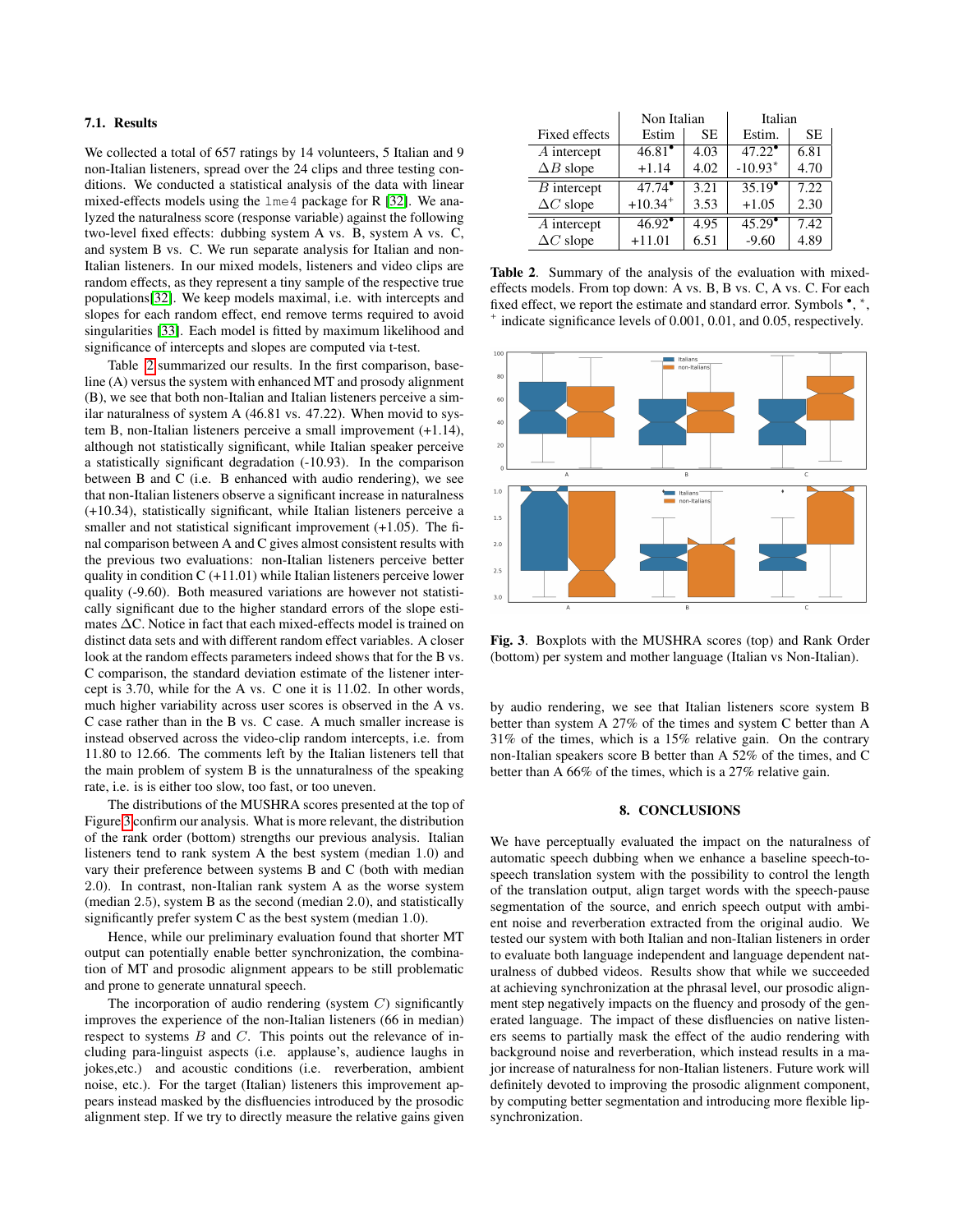### 7.1. Results

We collected a total of 657 ratings by 14 volunteers, 5 Italian and 9 non-Italian listeners, spread over the 24 clips and three testing conditions. We conducted a statistical analysis of the data with linear mixed-effects models using the `lme4` package for R [32]. We analyzed the naturalness score (response variable) against the following two-level fixed effects: dubbing system A vs. B, system A vs. C, and system B vs. C. We run separate analysis for Italian and non-Italian listeners. In our mixed models, listeners and video clips are random effects, as they represent a tiny sample of the respective true populations[32]. We keep models maximal, i.e. with intercepts and slopes for each random effect, end remove terms required to avoid singularities [33]. Each model is fitted by maximum likelihood and significance of intercepts and slopes are computed via t-test.

Table 2 summarized our results. In the first comparison, baseline (A) versus the system with enhanced MT and prosody alignment (B), we see that both non-Italian and Italian listeners perceive a similar naturalness of system A (46.81 vs. 47.22). When movid to system B, non-Italian listeners perceive a small improvement (+1.14), although not statistically significant, while Italian speaker perceive a statistically significant degradation (-10.93). In the comparison between B and C (i.e. B enhanced with audio rendering), we see that non-Italian listeners observe a significant increase in naturalness (+10.34), statistically significant, while Italian listeners perceive a smaller and not statistical significant improvement (+1.05). The final comparison between A and C gives almost consistent results with the previous two evaluations: non-Italian listeners perceive better quality in condition C (+11.01) while Italian listeners perceive lower quality (-9.60). Both measured variations are however not statistically significant due to the higher standard errors of the slope estimates $\Delta$C. Notice in fact that each mixed-effects model is trained on distinct data sets and with different random effect variables. A closer look at the random effects parameters indeed shows that for the B vs. C comparison, the standard deviation estimate of the listener intercept is 3.70, while for the A vs. C one it is 11.02. In other words, much higher variability across user scores is observed in the A vs. C case rather than in the B vs. C case. A much smaller increase is instead observed across the video-clip random intercepts, i.e. from 11.80 to 12.66. The comments left by the Italian listeners tell that the main problem of system B is the unnaturalness of the speaking rate, i.e. is is either too slow, too fast, or too uneven.

The distributions of the MUSHRA scores presented at the top of Figure 3 confirm our analysis. What is more relevant, the distribution of the rank order (bottom) strengths our previous analysis. Italian listeners tend to rank system A the best system (median 1.0) and vary their preference between systems B and C (both with median 2.0). In contrast, non-Italian rank system A as the worse system (median 2.5), system B as the second (median 2.0), and statistically significantly prefer system C as the best system (median 1.0).

Hence, while our preliminary evaluation found that shorter MT output can potentially enable better synchronization, the combination of MT and prosodic alignment appears to be still problematic and prone to generate unnatural speech.

The incorporation of audio rendering (system $C$) significantly improves the experience of the non-Italian listeners (66 in median) respect to systems $B$ and $C$. This points out the relevance of including para-linguist aspects (i.e. applause's, audience laughs in jokes,etc.) and acoustic conditions (i.e. reverberation, ambient noise, etc.). For the target (Italian) listeners this improvement appears instead masked by the disfluencies introduced by the prosodic alignment step. If we try to directly measure the relative gains given by audio rendering, we see that Italian listeners score system B better than system A 27% of the times and system C better than A 31% of the times, which is a 15% relative gain. On the contrary non-Italian speakers score B better than A 52% of the times, and C better than A 66% of the times, which is a 27% relative gain.

| Fixed effects | Non Italian Estim | Non Italian SE | Italian Estim. | Italian SE |
|---|---|---|---|---|
| $A$ intercept | $46.81^{\bullet}$ | 4.03 | $47.22^{\bullet}$ | 6.81 |
| $\Delta B$ slope | +1.14 | 4.02 | $-10.93^{*}$ | 4.70 |
| $B$ intercept | $47.74^{\bullet}$ | 3.21 | $35.19^{\bullet}$ | 7.22 |
| $\Delta C$ slope | $+10.34^{+}$ | 3.53 | +1.05 | 2.30 |
| $A$ intercept | $46.92^{\bullet}$ | 4.95 | $45.29^{\bullet}$ | 7.42 |
| $\Delta C$ slope | +11.01 | 6.51 | -9.60 | 4.89 |

**Table 2**. Summary of the analysis of the evaluation with mixed-effects models. From top down: A vs. B, B vs. C, A vs. C. For each fixed effect, we report the estimate and standard error. Symbols $^{\bullet}$, $^{*}$, $^{+}$ indicate significance levels of 0.001, 0.01, and 0.05, respectively.

**Fig. 3**. Boxplots with the MUSHRA scores (top) and Rank Order (bottom) per system and mother language (Italian vs Non-Italian).

## 8. CONCLUSIONS

We have perceptually evaluated the impact on the naturalness of automatic speech dubbing when we enhance a baseline speech-to-speech translation system with the possibility to control the length of the translation output, align target words with the speech-pause segmentation of the source, and enrich speech output with ambient noise and reverberation extracted from the original audio. We tested our system with both Italian and non-Italian listeners in order to evaluate both language independent and language dependent naturalness of dubbed videos. Results show that while we succeeded at achieving synchronization at the phrasal level, our prosodic alignment step negatively impacts on the fluency and prosody of the generated language. The impact of these disfluencies on native listeners seems to partially mask the effect of the audio rendering with background noise and reverberation, which instead results in a major increase of naturalness for non-Italian listeners. Future work will definitely devoted to improving the prosodic alignment component, by computing better segmentation and introducing more flexible lip-synchronization.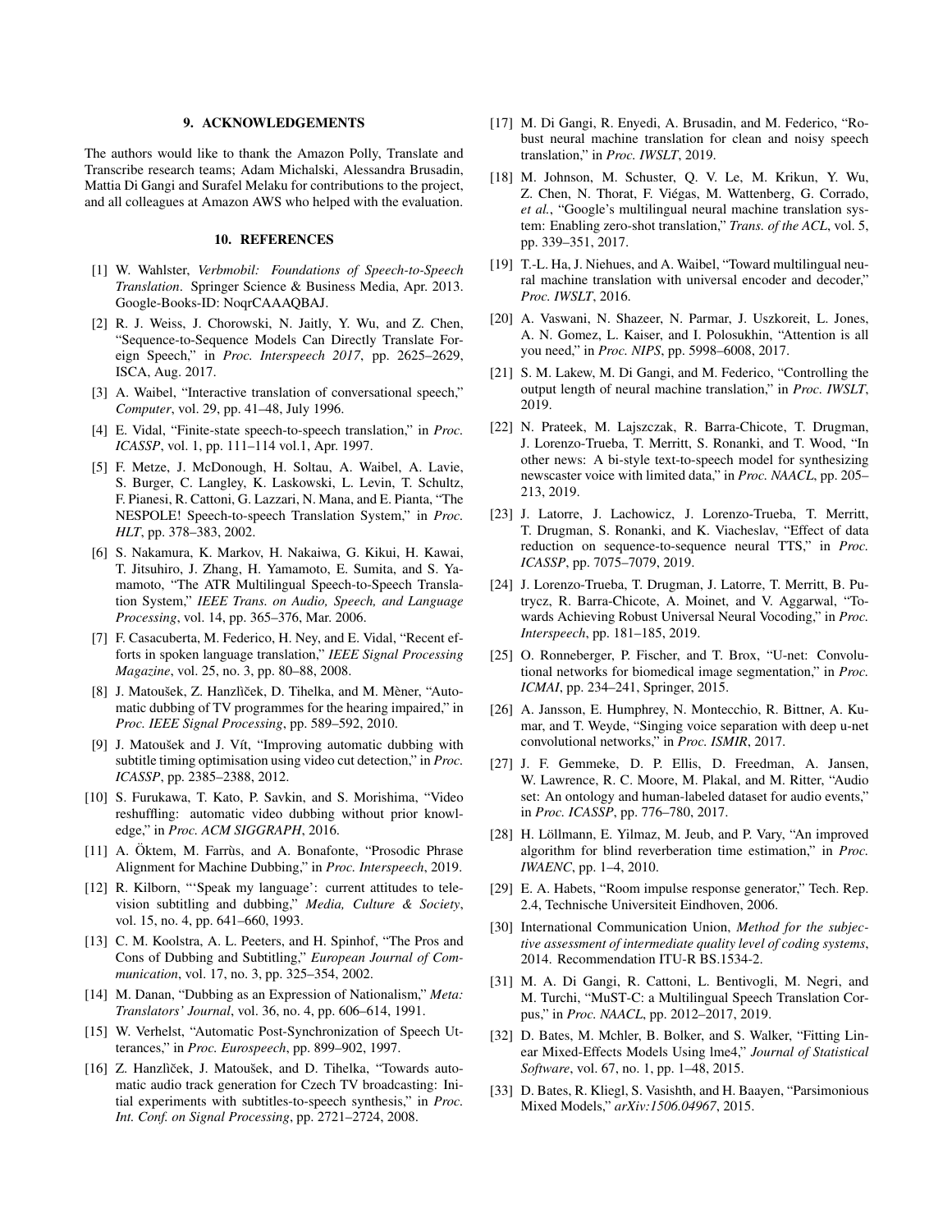## 9. ACKNOWLEDGEMENTS

The authors would like to thank the Amazon Polly, Translate and Transcribe research teams; Adam Michalski, Alessandra Brusadin, Mattia Di Gangi and Surafel Melaku for contributions to the project, and all colleagues at Amazon AWS who helped with the evaluation.

## 10. REFERENCES

[1] W. Wahlster, *Verbmobil: Foundations of Speech-to-Speech Translation*. Springer Science & Business Media, Apr. 2013. Google-Books-ID: NoqrCAAAQBAJ.

[2] R. J. Weiss, J. Chorowski, N. Jaitly, Y. Wu, and Z. Chen, "Sequence-to-Sequence Models Can Directly Translate Foreign Speech," in *Proc. Interspeech 2017*, pp. 2625–2629, ISCA, Aug. 2017.

[3] A. Waibel, "Interactive translation of conversational speech," *Computer*, vol. 29, pp. 41–48, July 1996.

[4] E. Vidal, "Finite-state speech-to-speech translation," in *Proc. ICASSP*, vol. 1, pp. 111–114 vol.1, Apr. 1997.

[5] F. Metze, J. McDonough, H. Soltau, A. Waibel, A. Lavie, S. Burger, C. Langley, K. Laskowski, L. Levin, T. Schultz, F. Pianesi, R. Cattoni, G. Lazzari, N. Mana, and E. Pianta, "The NESPOLE! Speech-to-speech Translation System," in *Proc. HLT*, pp. 378–383, 2002.

[6] S. Nakamura, K. Markov, H. Nakaiwa, G. Kikui, H. Kawai, T. Jitsuhiro, J. Zhang, H. Yamamoto, E. Sumita, and S. Yamamoto, "The ATR Multilingual Speech-to-Speech Translation System," *IEEE Trans. on Audio, Speech, and Language Processing*, vol. 14, pp. 365–376, Mar. 2006.

[7] F. Casacuberta, M. Federico, H. Ney, and E. Vidal, "Recent efforts in spoken language translation," *IEEE Signal Processing Magazine*, vol. 25, no. 3, pp. 80–88, 2008.

[8] J. Matoušek, Z. Hanzlìček, D. Tihelka, and M. Mèner, "Automatic dubbing of TV programmes for the hearing impaired," in *Proc. IEEE Signal Processing*, pp. 589–592, 2010.

[9] J. Matoušek and J. Vít, "Improving automatic dubbing with subtitle timing optimisation using video cut detection," in *Proc. ICASSP*, pp. 2385–2388, 2012.

[10] S. Furukawa, T. Kato, P. Savkin, and S. Morishima, "Video reshuffling: automatic video dubbing without prior knowledge," in *Proc. ACM SIGGRAPH*, 2016.

[11] A. Öktem, M. Farrùs, and A. Bonafonte, "Prosodic Phrase Alignment for Machine Dubbing," in *Proc. Interspeech*, 2019.

[12] R. Kilborn, "'Speak my language': current attitudes to television subtitling and dubbing," *Media, Culture & Society*, vol. 15, no. 4, pp. 641–660, 1993.

[13] C. M. Koolstra, A. L. Peeters, and H. Spinhof, "The Pros and Cons of Dubbing and Subtitling," *European Journal of Communication*, vol. 17, no. 3, pp. 325–354, 2002.

[14] M. Danan, "Dubbing as an Expression of Nationalism," *Meta: Translators' Journal*, vol. 36, no. 4, pp. 606–614, 1991.

[15] W. Verhelst, "Automatic Post-Synchronization of Speech Utterances," in *Proc. Eurospeech*, pp. 899–902, 1997.

[16] Z. Hanzlìček, J. Matoušek, and D. Tihelka, "Towards automatic audio track generation for Czech TV broadcasting: Initial experiments with subtitles-to-speech synthesis," in *Proc. Int. Conf. on Signal Processing*, pp. 2721–2724, 2008.

[17] M. Di Gangi, R. Enyedi, A. Brusadin, and M. Federico, "Robust neural machine translation for clean and noisy speech translation," in *Proc. IWSLT*, 2019.

[18] M. Johnson, M. Schuster, Q. V. Le, M. Krikun, Y. Wu, Z. Chen, N. Thorat, F. Viégas, M. Wattenberg, G. Corrado, *et al.*, "Google's multilingual neural machine translation system: Enabling zero-shot translation," *Trans. of the ACL*, vol. 5, pp. 339–351, 2017.

[19] T.-L. Ha, J. Niehues, and A. Waibel, "Toward multilingual neural machine translation with universal encoder and decoder," *Proc. IWSLT*, 2016.

[20] A. Vaswani, N. Shazeer, N. Parmar, J. Uszkoreit, L. Jones, A. N. Gomez, L. Kaiser, and I. Polosukhin, "Attention is all you need," in *Proc. NIPS*, pp. 5998–6008, 2017.

[21] S. M. Lakew, M. Di Gangi, and M. Federico, "Controlling the output length of neural machine translation," in *Proc. IWSLT*, 2019.

[22] N. Prateek, M. Lajszczak, R. Barra-Chicote, T. Drugman, J. Lorenzo-Trueba, T. Merritt, S. Ronanki, and T. Wood, "In other news: A bi-style text-to-speech model for synthesizing newscaster voice with limited data," in *Proc. NAACL*, pp. 205–213, 2019.

[23] J. Latorre, J. Lachowicz, J. Lorenzo-Trueba, T. Merritt, T. Drugman, S. Ronanki, and K. Viacheslav, "Effect of data reduction on sequence-to-sequence neural TTS," in *Proc. ICASSP*, pp. 7075–7079, 2019.

[24] J. Lorenzo-Trueba, T. Drugman, J. Latorre, T. Merritt, B. Putrycz, R. Barra-Chicote, A. Moinet, and V. Aggarwal, "Towards Achieving Robust Universal Neural Vocoding," in *Proc. Interspeech*, pp. 181–185, 2019.

[25] O. Ronneberger, P. Fischer, and T. Brox, "U-net: Convolutional networks for biomedical image segmentation," in *Proc. ICMAI*, pp. 234–241, Springer, 2015.

[26] A. Jansson, E. Humphrey, N. Montecchio, R. Bittner, A. Kumar, and T. Weyde, "Singing voice separation with deep u-net convolutional networks," in *Proc. ISMIR*, 2017.

[27] J. F. Gemmeke, D. P. Ellis, D. Freedman, A. Jansen, W. Lawrence, R. C. Moore, M. Plakal, and M. Ritter, "Audio set: An ontology and human-labeled dataset for audio events," in *Proc. ICASSP*, pp. 776–780, 2017.

[28] H. Löllmann, E. Yilmaz, M. Jeub, and P. Vary, "An improved algorithm for blind reverberation time estimation," in *Proc. IWAENC*, pp. 1–4, 2010.

[29] E. A. Habets, "Room impulse response generator," Tech. Rep. 2.4, Technische Universiteit Eindhoven, 2006.

[30] International Communication Union, *Method for the subjective assessment of intermediate quality level of coding systems*, 2014. Recommendation ITU-R BS.1534-2.

[31] M. A. Di Gangi, R. Cattoni, L. Bentivogli, M. Negri, and M. Turchi, "MuST-C: a Multilingual Speech Translation Corpus," in *Proc. NAACL*, pp. 2012–2017, 2019.

[32] D. Bates, M. Mchler, B. Bolker, and S. Walker, "Fitting Linear Mixed-Effects Models Using lme4," *Journal of Statistical Software*, vol. 67, no. 1, pp. 1–48, 2015.

[33] D. Bates, R. Kliegl, S. Vasishth, and H. Baayen, "Parsimonious Mixed Models," *arXiv:1506.04967*, 2015.